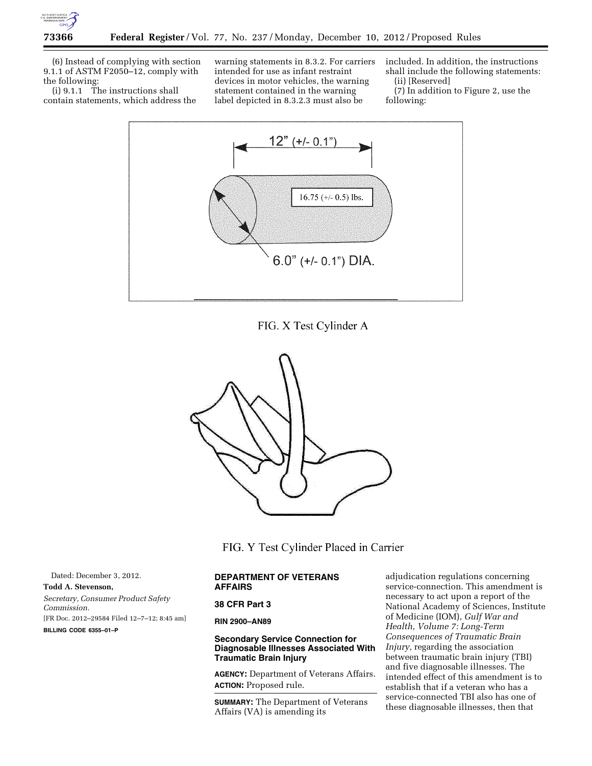(6) Instead of complying with section 9.1.1 of ASTM F2050–12, comply with the following:

(i) 9.1.1 The instructions shall contain statements, which address the warning statements in 8.3.2. For carriers intended for use as infant restraint devices in motor vehicles, the warning statement contained in the warning label depicted in 8.3.2.3 must also be included. In addition, the instructions shall include the following statements:

(ii) [Reserved]

(7) In addition to Figure 2, use the following:

FIG. X Test Cylinder A

FIG. Y Test Cylinder Placed in Carrier

Dated: December 3, 2012.

**Todd A. Stevenson,**

*Secretary, Consumer Product Safety Commission.*

[FR Doc. 2012–29584 Filed 12–7–12; 8:45 am]

**BILLING CODE 6355–01–P**

## DEPARTMENT OF VETERANS AFFAIRS

### 38 CFR Part 3

**RIN 2900–AN89**

### Secondary Service Connection for Diagnosable Illnesses Associated With Traumatic Brain Injury

**AGENCY:** Department of Veterans Affairs.

**ACTION:** Proposed rule.

**SUMMARY:** The Department of Veterans Affairs (VA) is amending its adjudication regulations concerning service-connection. This amendment is necessary to act upon a report of the National Academy of Sciences, Institute of Medicine (IOM), *Gulf War and Health, Volume 7: Long-Term Consequences of Traumatic Brain Injury,* regarding the association between traumatic brain injury (TBI) and five diagnosable illnesses. The intended effect of this amendment is to establish that if a veteran who has a service-connected TBI also has one of these diagnosable illnesses, then that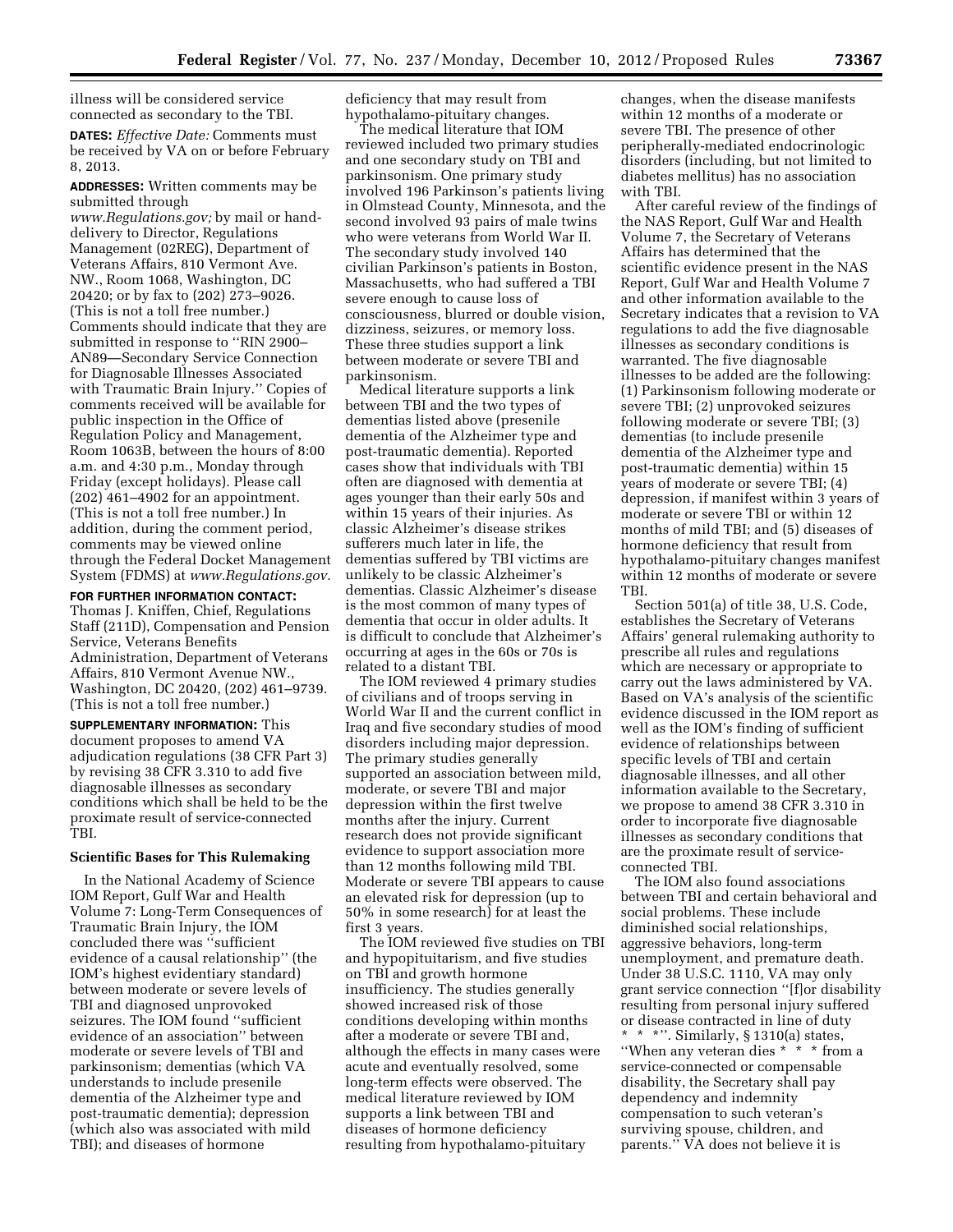illness will be considered service connected as secondary to the TBI.

**DATES:** *Effective Date:* Comments must be received by VA on or before February 8, 2013.

**ADDRESSES:** Written comments may be submitted through *www.Regulations.gov;* by mail or hand-delivery to Director, Regulations Management (02REG), Department of Veterans Affairs, 810 Vermont Ave. NW., Room 1068, Washington, DC 20420; or by fax to (202) 273–9026. (This is not a toll free number.) Comments should indicate that they are submitted in response to ''RIN 2900–AN89—Secondary Service Connection for Diagnosable Illnesses Associated with Traumatic Brain Injury.'' Copies of comments received will be available for public inspection in the Office of Regulation Policy and Management, Room 1063B, between the hours of 8:00 a.m. and 4:30 p.m., Monday through Friday (except holidays). Please call (202) 461–4902 for an appointment. (This is not a toll free number.) In addition, during the comment period, comments may be viewed online through the Federal Docket Management System (FDMS) at *www.Regulations.gov.*

**FOR FURTHER INFORMATION CONTACT:** Thomas J. Kniffen, Chief, Regulations Staff (211D), Compensation and Pension Service, Veterans Benefits Administration, Department of Veterans Affairs, 810 Vermont Avenue NW., Washington, DC 20420, (202) 461–9739. (This is not a toll free number.)

**SUPPLEMENTARY INFORMATION:** This document proposes to amend VA adjudication regulations (38 CFR Part 3) by revising 38 CFR 3.310 to add five diagnosable illnesses as secondary conditions which shall be held to be the proximate result of service-connected TBI.

**Scientific Bases for This Rulemaking**

In the National Academy of Science IOM Report, Gulf War and Health Volume 7: Long-Term Consequences of Traumatic Brain Injury, the IOM concluded there was ''sufficient evidence of a causal relationship'' (the IOM's highest evidentiary standard) between moderate or severe levels of TBI and diagnosed unprovoked seizures. The IOM found ''sufficient evidence of an association'' between moderate or severe levels of TBI and parkinsonism; dementias (which VA understands to include presenile dementia of the Alzheimer type and post-traumatic dementia); depression (which also was associated with mild TBI); and diseases of hormone deficiency that may result from hypothalamo-pituitary changes.

The medical literature that IOM reviewed included two primary studies and one secondary study on TBI and parkinsonism. One primary study involved 196 Parkinson's patients living in Olmstead County, Minnesota, and the second involved 93 pairs of male twins who were veterans from World War II. The secondary study involved 140 civilian Parkinson's patients in Boston, Massachusetts, who had suffered a TBI severe enough to cause loss of consciousness, blurred or double vision, dizziness, seizures, or memory loss. These three studies support a link between moderate or severe TBI and parkinsonism.

Medical literature supports a link between TBI and the two types of dementias listed above (presenile dementia of the Alzheimer type and post-traumatic dementia). Reported cases show that individuals with TBI often are diagnosed with dementia at ages younger than their early 50s and within 15 years of their injuries. As classic Alzheimer's disease strikes sufferers much later in life, the dementias suffered by TBI victims are unlikely to be classic Alzheimer's dementias. Classic Alzheimer's disease is the most common of many types of dementia that occur in older adults. It is difficult to conclude that Alzheimer's occurring at ages in the 60s or 70s is related to a distant TBI.

The IOM reviewed 4 primary studies of civilians and of troops serving in World War II and the current conflict in Iraq and five secondary studies of mood disorders including major depression. The primary studies generally supported an association between mild, moderate, or severe TBI and major depression within the first twelve months after the injury. Current research does not provide significant evidence to support association more than 12 months following mild TBI. Moderate or severe TBI appears to cause an elevated risk for depression (up to 50% in some research) for at least the first 3 years.

The IOM reviewed five studies on TBI and hypopituitarism, and five studies on TBI and growth hormone insufficiency. The studies generally showed increased risk of those conditions developing within months after a moderate or severe TBI and, although the effects in many cases were acute and eventually resolved, some long-term effects were observed. The medical literature reviewed by IOM supports a link between TBI and diseases of hormone deficiency resulting from hypothalamo-pituitary changes, when the disease manifests within 12 months of a moderate or severe TBI. The presence of other peripherally-mediated endocrinologic disorders (including, but not limited to diabetes mellitus) has no association with TBI.

After careful review of the findings of the NAS Report, Gulf War and Health Volume 7, the Secretary of Veterans Affairs has determined that the scientific evidence present in the NAS Report, Gulf War and Health Volume 7 and other information available to the Secretary indicates that a revision to VA regulations to add the five diagnosable illnesses as secondary conditions is warranted. The five diagnosable illnesses to be added are the following: (1) Parkinsonism following moderate or severe TBI; (2) unprovoked seizures following moderate or severe TBI; (3) dementias (to include presenile dementia of the Alzheimer type and post-traumatic dementia) within 15 years of moderate or severe TBI; (4) depression, if manifest within 3 years of moderate or severe TBI or within 12 months of mild TBI; and (5) diseases of hormone deficiency that result from hypothalamo-pituitary changes manifest within 12 months of moderate or severe TBI.

Section 501(a) of title 38, U.S. Code, establishes the Secretary of Veterans Affairs' general rulemaking authority to prescribe all rules and regulations which are necessary or appropriate to carry out the laws administered by VA. Based on VA's analysis of the scientific evidence discussed in the IOM report as well as the IOM's finding of sufficient evidence of relationships between specific levels of TBI and certain diagnosable illnesses, and all other information available to the Secretary, we propose to amend 38 CFR 3.310 in order to incorporate five diagnosable illnesses as secondary conditions that are the proximate result of service-connected TBI.

The IOM also found associations between TBI and certain behavioral and social problems. These include diminished social relationships, aggressive behaviors, long-term unemployment, and premature death. Under 38 U.S.C. 1110, VA may only grant service connection ''[f]or disability resulting from personal injury suffered or disease contracted in line of duty * * *''. Similarly, § 1310(a) states, ''When any veteran dies * * * from a service-connected or compensable disability, the Secretary shall pay dependency and indemnity compensation to such veteran's surviving spouse, children, and parents.'' VA does not believe it is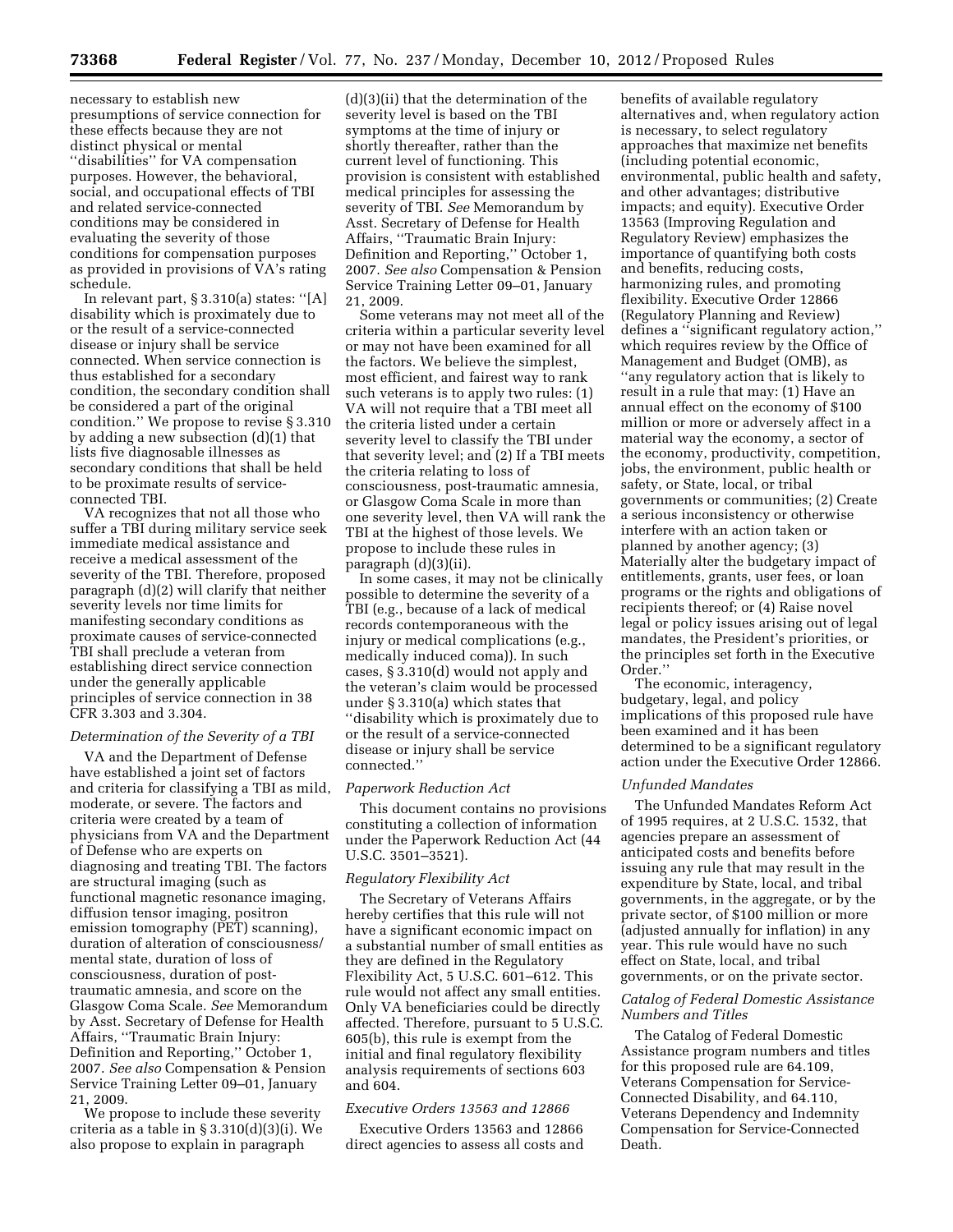necessary to establish new presumptions of service connection for these effects because they are not distinct physical or mental ''disabilities'' for VA compensation purposes. However, the behavioral, social, and occupational effects of TBI and related service-connected conditions may be considered in evaluating the severity of those conditions for compensation purposes as provided in provisions of VA's rating schedule.

In relevant part, § 3.310(a) states: ''[A] disability which is proximately due to or the result of a service-connected disease or injury shall be service connected. When service connection is thus established for a secondary condition, the secondary condition shall be considered a part of the original condition.'' We propose to revise § 3.310 by adding a new subsection (d)(1) that lists five diagnosable illnesses as secondary conditions that shall be held to be proximate results of service-connected TBI.

VA recognizes that not all those who suffer a TBI during military service seek immediate medical assistance and receive a medical assessment of the severity of the TBI. Therefore, proposed paragraph (d)(2) will clarify that neither severity levels nor time limits for manifesting secondary conditions as proximate causes of service-connected TBI shall preclude a veteran from establishing direct service connection under the generally applicable principles of service connection in 38 CFR 3.303 and 3.304.

*Determination of the Severity of a TBI*

VA and the Department of Defense have established a joint set of factors and criteria for classifying a TBI as mild, moderate, or severe. The factors and criteria were created by a team of physicians from VA and the Department of Defense who are experts on diagnosing and treating TBI. The factors are structural imaging (such as functional magnetic resonance imaging, diffusion tensor imaging, positron emission tomography (PET) scanning), duration of alteration of consciousness/mental state, duration of loss of consciousness, duration of post-traumatic amnesia, and score on the Glasgow Coma Scale. *See* Memorandum by Asst. Secretary of Defense for Health Affairs, ''Traumatic Brain Injury: Definition and Reporting,'' October 1, 2007. *See also* Compensation & Pension Service Training Letter 09–01, January 21, 2009.

We propose to include these severity criteria as a table in § 3.310(d)(3)(i). We also propose to explain in paragraph (d)(3)(ii) that the determination of the severity level is based on the TBI symptoms at the time of injury or shortly thereafter, rather than the current level of functioning. This provision is consistent with established medical principles for assessing the severity of TBI. *See* Memorandum by Asst. Secretary of Defense for Health Affairs, ''Traumatic Brain Injury: Definition and Reporting,'' October 1, 2007. *See also* Compensation & Pension Service Training Letter 09–01, January 21, 2009.

Some veterans may not meet all of the criteria within a particular severity level or may not have been examined for all the factors. We believe the simplest, most efficient, and fairest way to rank such veterans is to apply two rules: (1) VA will not require that a TBI meet all the criteria listed under a certain severity level to classify the TBI under that severity level; and (2) If a TBI meets the criteria relating to loss of consciousness, post-traumatic amnesia, or Glasgow Coma Scale in more than one severity level, then VA will rank the TBI at the highest of those levels. We propose to include these rules in paragraph (d)(3)(ii).

In some cases, it may not be clinically possible to determine the severity of a TBI (e.g., because of a lack of medical records contemporaneous with the injury or medical complications (e.g., medically induced coma)). In such cases, § 3.310(d) would not apply and the veteran's claim would be processed under § 3.310(a) which states that ''disability which is proximately due to or the result of a service-connected disease or injury shall be service connected.''

*Paperwork Reduction Act*

This document contains no provisions constituting a collection of information under the Paperwork Reduction Act (44 U.S.C. 3501–3521).

*Regulatory Flexibility Act*

The Secretary of Veterans Affairs hereby certifies that this rule will not have a significant economic impact on a substantial number of small entities as they are defined in the Regulatory Flexibility Act, 5 U.S.C. 601–612. This rule would not affect any small entities. Only VA beneficiaries could be directly affected. Therefore, pursuant to 5 U.S.C. 605(b), this rule is exempt from the initial and final regulatory flexibility analysis requirements of sections 603 and 604.

*Executive Orders 13563 and 12866*

Executive Orders 13563 and 12866 direct agencies to assess all costs and benefits of available regulatory alternatives and, when regulatory action is necessary, to select regulatory approaches that maximize net benefits (including potential economic, environmental, public health and safety, and other advantages; distributive impacts; and equity). Executive Order 13563 (Improving Regulation and Regulatory Review) emphasizes the importance of quantifying both costs and benefits, reducing costs, harmonizing rules, and promoting flexibility. Executive Order 12866 (Regulatory Planning and Review) defines a ''significant regulatory action,'' which requires review by the Office of Management and Budget (OMB), as ''any regulatory action that is likely to result in a rule that may: (1) Have an annual effect on the economy of $100 million or more or adversely affect in a material way the economy, a sector of the economy, productivity, competition, jobs, the environment, public health or safety, or State, local, or tribal governments or communities; (2) Create a serious inconsistency or otherwise interfere with an action taken or planned by another agency; (3) Materially alter the budgetary impact of entitlements, grants, user fees, or loan programs or the rights and obligations of recipients thereof; or (4) Raise novel legal or policy issues arising out of legal mandates, the President's priorities, or the principles set forth in the Executive Order.''

The economic, interagency, budgetary, legal, and policy implications of this proposed rule have been examined and it has been determined to be a significant regulatory action under the Executive Order 12866.

*Unfunded Mandates*

The Unfunded Mandates Reform Act of 1995 requires, at 2 U.S.C. 1532, that agencies prepare an assessment of anticipated costs and benefits before issuing any rule that may result in the expenditure by State, local, and tribal governments, in the aggregate, or by the private sector, of $100 million or more (adjusted annually for inflation) in any year. This rule would have no such effect on State, local, and tribal governments, or on the private sector.

*Catalog of Federal Domestic Assistance Numbers and Titles*

The Catalog of Federal Domestic Assistance program numbers and titles for this proposed rule are 64.109, Veterans Compensation for Service-Connected Disability, and 64.110, Veterans Dependency and Indemnity Compensation for Service-Connected Death.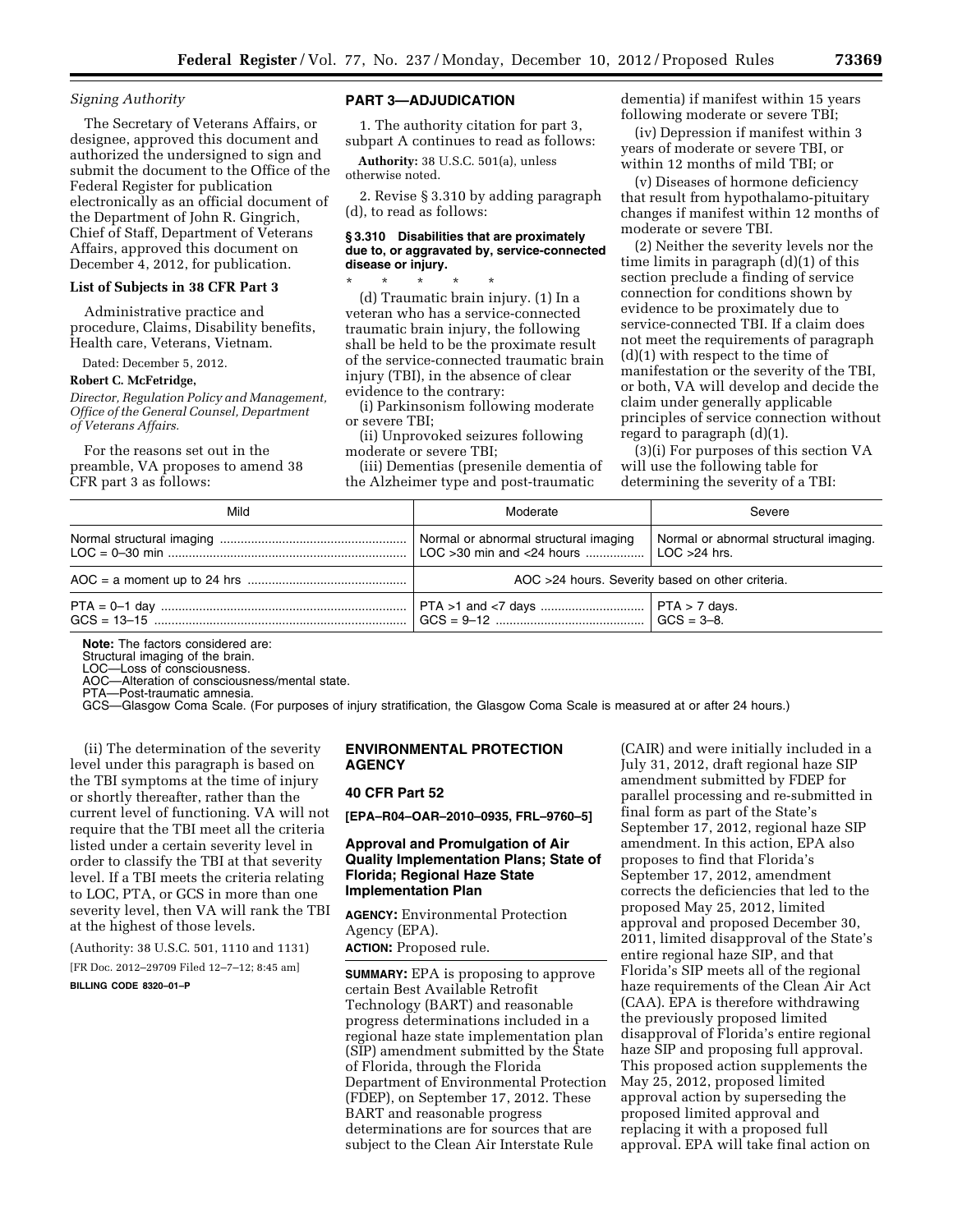*Signing Authority*

The Secretary of Veterans Affairs, or designee, approved this document and authorized the undersigned to sign and submit the document to the Office of the Federal Register for publication electronically as an official document of the Department of John R. Gingrich, Chief of Staff, Department of Veterans Affairs, approved this document on December 4, 2012, for publication.

**List of Subjects in 38 CFR Part 3**

Administrative practice and procedure, Claims, Disability benefits, Health care, Veterans, Vietnam.

Dated: December 5, 2012.

**Robert C. McFetridge,**

*Director, Regulation Policy and Management, Office of the General Counsel, Department of Veterans Affairs.*

For the reasons set out in the preamble, VA proposes to amend 38 CFR part 3 as follows:

## PART 3—ADJUDICATION

1. The authority citation for part 3, subpart A continues to read as follows:

**Authority:** 38 U.S.C. 501(a), unless otherwise noted.

2. Revise § 3.310 by adding paragraph (d), to read as follows:

### § 3.310 Disabilities that are proximately due to, or aggravated by, service-connected disease or injury.

\* \* \* \* \*

(d) Traumatic brain injury. (1) In a veteran who has a service-connected traumatic brain injury, the following shall be held to be the proximate result of the service-connected traumatic brain injury (TBI), in the absence of clear evidence to the contrary:

(i) Parkinsonism following moderate or severe TBI;

(ii) Unprovoked seizures following moderate or severe TBI;

(iii) Dementias (presenile dementia of the Alzheimer type and post-traumatic dementia) if manifest within 15 years following moderate or severe TBI;

(iv) Depression if manifest within 3 years of moderate or severe TBI, or within 12 months of mild TBI; or

(v) Diseases of hormone deficiency that result from hypothalamo-pituitary changes if manifest within 12 months of moderate or severe TBI.

(2) Neither the severity levels nor the time limits in paragraph (d)(1) of this section preclude a finding of service connection for conditions shown by evidence to be proximately due to service-connected TBI. If a claim does not meet the requirements of paragraph (d)(1) with respect to the time of manifestation or the severity of the TBI, or both, VA will develop and decide the claim under generally applicable principles of service connection without regard to paragraph (d)(1).

(3)(i) For purposes of this section VA will use the following table for determining the severity of a TBI:

| Mild | Moderate | Severe |
|---|---|---|
| Normal structural imaging<br>LOC = 0–30 min | Normal or abnormal structural imaging<br>LOC >30 min and <24 hours | Normal or abnormal structural imaging.<br>LOC >24 hrs. |
| AOC = a moment up to 24 hrs | AOC >24 hours. Severity based on other criteria. | |
| PTA = 0–1 day<br>GCS = 13–15 | PTA >1 and <7 days<br>GCS = 9–12 | PTA > 7 days.<br>GCS = 3–8. |

**Note:** The factors considered are:
Structural imaging of the brain.
LOC—Loss of consciousness.
AOC—Alteration of consciousness/mental state.
PTA—Post-traumatic amnesia.
GCS—Glasgow Coma Scale. (For purposes of injury stratification, the Glasgow Coma Scale is measured at or after 24 hours.)

(ii) The determination of the severity level under this paragraph is based on the TBI symptoms at the time of injury or shortly thereafter, rather than the current level of functioning. VA will not require that the TBI meet all the criteria listed under a certain severity level in order to classify the TBI at that severity level. If a TBI meets the criteria relating to LOC, PTA, or GCS in more than one severity level, then VA will rank the TBI at the highest of those levels.

(Authority: 38 U.S.C. 501, 1110 and 1131)

[FR Doc. 2012–29709 Filed 12–7–12; 8:45 am]

**BILLING CODE 8320–01–P**

## ENVIRONMENTAL PROTECTION AGENCY

### 40 CFR Part 52

**[EPA–R04–OAR–2010–0935, FRL–9760–5]**

### Approval and Promulgation of Air Quality Implementation Plans; State of Florida; Regional Haze State Implementation Plan

**AGENCY:** Environmental Protection Agency (EPA).

**ACTION:** Proposed rule.

**SUMMARY:** EPA is proposing to approve certain Best Available Retrofit Technology (BART) and reasonable progress determinations included in a regional haze state implementation plan (SIP) amendment submitted by the State of Florida, through the Florida Department of Environmental Protection (FDEP), on September 17, 2012. These BART and reasonable progress determinations are for sources that are subject to the Clean Air Interstate Rule (CAIR) and were initially included in a July 31, 2012, draft regional haze SIP amendment submitted by FDEP for parallel processing and re-submitted in final form as part of the State's September 17, 2012, regional haze SIP amendment. In this action, EPA also proposes to find that Florida's September 17, 2012, amendment corrects the deficiencies that led to the proposed May 25, 2012, limited approval and proposed December 30, 2011, limited disapproval of the State's entire regional haze SIP, and that Florida's SIP meets all of the regional haze requirements of the Clean Air Act (CAA). EPA is therefore withdrawing the previously proposed limited disapproval of Florida's entire regional haze SIP and proposing full approval. This proposed action supplements the May 25, 2012, proposed limited approval action by superseding the proposed limited approval and replacing it with a proposed full approval. EPA will take final action on